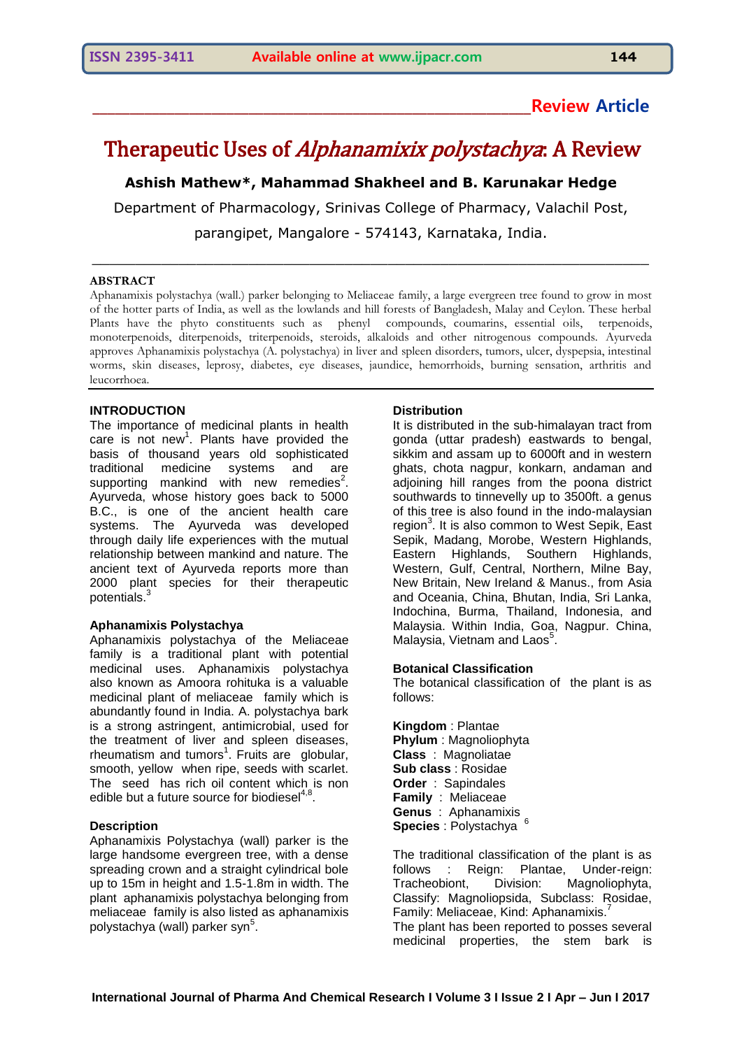**Review Article**

# Therapeutic Uses of *Alphanamixix polystachya*: A Review

**Ashish Mathew\*, Mahammad Shakheel and B. Karunakar Hedge**

Department of Pharmacology, Srinivas College of Pharmacy, Valachil Post, parangipet, Mangalore - 574143, Karnataka, India.

## ABSTRACT

Aphanamixis polystachya (wall.) parker belonging to Meliaceae family, a large evergreen tree found to grow in most of the hotter parts of India, as well as the lowlands and hill forests of Bangladesh, Malay and Ceylon. These herbal Plants have the phyto constituents such as phenyl compounds, coumarins, essential oils, terpenoids, monoterpenoids, diterpenoids, triterpenoids, steroids, alkaloids and other nitrogenous compounds. Ayurveda approves Aphanamixis polystachya (A. polystachya) in liver and spleen disorders, tumors, ulcer, dyspepsia, intestinal worms, skin diseases, leprosy, diabetes, eye diseases, jaundice, hemorrhoids, burning sensation, arthritis and leucorrhoea.

## INTRODUCTION

The importance of medicinal plants in health care is not new[1]. Plants have provided the basis of thousand years old sophisticated traditional medicine systems and are supporting mankind with new remedies[2]. Ayurveda, whose history goes back to 5000 B.C., is one of the ancient health care systems. The Ayurveda was developed through daily life experiences with the mutual relationship between mankind and nature. The ancient text of Ayurveda reports more than 2000 plant species for their therapeutic potentials.[3]

### Aphanamixis Polystachya

Aphanamixis polystachya of the Meliaceae family is a traditional plant with potential medicinal uses. Aphanamixis polystachya also known as Amoora rohituka is a valuable medicinal plant of meliaceae family which is abundantly found in India. A. polystachya bark is a strong astringent, antimicrobial, used for the treatment of liver and spleen diseases, rheumatism and tumors[1]. Fruits are globular, smooth, yellow when ripe, seeds with scarlet. The seed has rich oil content which is non edible but a future source for biodiesel[4,8].

### Description

Aphanamixis Polystachya (wall) parker is the large handsome evergreen tree, with a dense spreading crown and a straight cylindrical bole up to 15m in height and 1.5-1.8m in width. The plant aphanamixis polystachya belonging from meliaceae family is also listed as aphanamixis polystachya (wall) parker syn[5].

### Distribution

It is distributed in the sub-himalayan tract from gonda (uttar pradesh) eastwards to bengal, sikkim and assam up to 6000ft and in western ghats, chota nagpur, konkarn, andaman and adjoining hill ranges from the poona district southwards to tinnevelly up to 3500ft. a genus of this tree is also found in the indo-malaysian region[3]. It is also common to West Sepik, East Sepik, Madang, Morobe, Western Highlands, Eastern Highlands, Southern Highlands, Western, Gulf, Central, Northern, Milne Bay, New Britain, New Ireland & Manus., from Asia and Oceania, China, Bhutan, India, Sri Lanka, Indochina, Burma, Thailand, Indonesia, and Malaysia. Within India, Goa, Nagpur. China, Malaysia, Vietnam and Laos[5].

### Botanical Classification

The botanical classification of the plant is as follows:

**Kingdom** : Plantae
**Phylum** : Magnoliophyta
**Class** : Magnoliatae
**Sub class** : Rosidae
**Order** : Sapindales
**Family** : Meliaceae
**Genus** : Aphanamixis
**Species** : Polystachya [6]

The traditional classification of the plant is as follows : Reign: Plantae, Under-reign: Tracheobiont, Division: Magnoliophyta, Classify: Magnoliopsida, Subclass: Rosidae, Family: Meliaceae, Kind: Aphanamixis.[7]

The plant has been reported to posses several medicinal properties, the stem bark is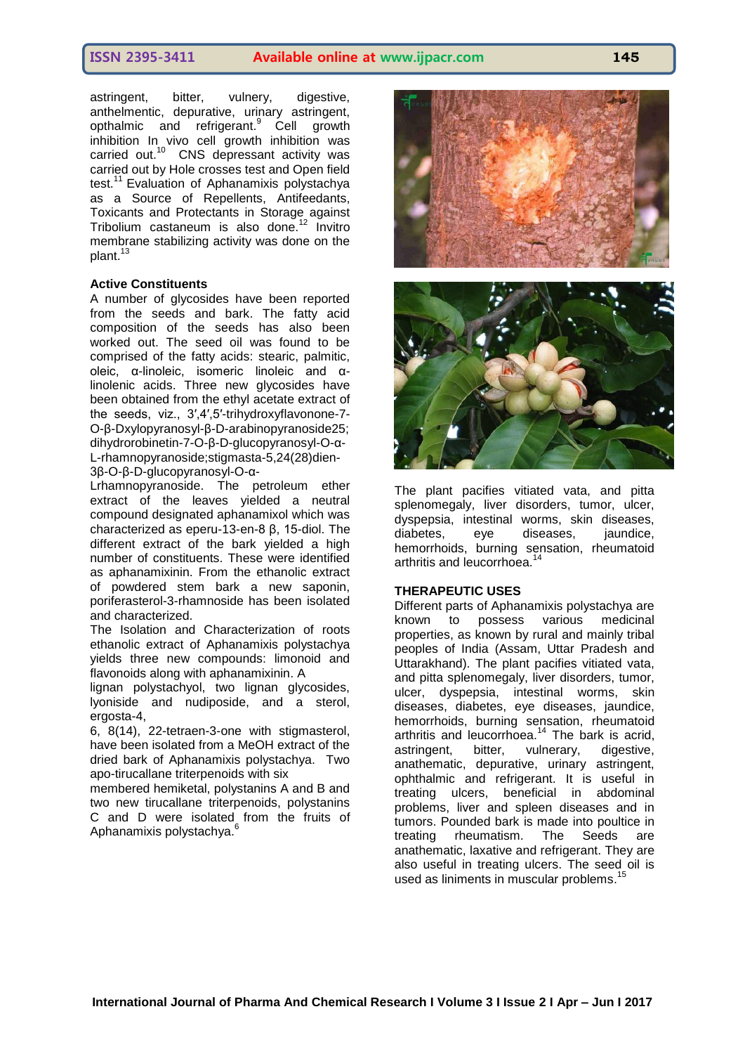astringent, bitter, vulnery, digestive, anthelmentic, depurative, urinary astringent, opthalmic and refrigerant.[9] Cell growth inhibition In vivo cell growth inhibition was carried out.[10] CNS depressant activity was carried out by Hole crosses test and Open field test.[11] Evaluation of Aphanamixis polystachya as a Source of Repellents, Antifeedants, Toxicants and Protectants in Storage against Tribolium castaneum is also done.[12] Invitro membrane stabilizing activity was done on the plant.[13]

**Active Constituents**

A number of glycosides have been reported from the seeds and bark. The fatty acid composition of the seeds has also been worked out. The seed oil was found to be comprised of the fatty acids: stearic, palmitic, oleic, α-linoleic, isomeric linoleic and α-linolenic acids. Three new glycosides have been obtained from the ethyl acetate extract of the seeds, viz., 3′,4′,5′-trihydroxyflavonone-7-O-β-Dxylopyranosyl-β-D-arabinopyranoside25; dihydrorobinetin-7-O-β-D-glucopyranosyl-O-α-L-rhamnopyranoside;stigmasta-5,24(28)dien-3β-O-β-D-glucopyranosyl-O-α-Lrhamnopyranoside. The petroleum ether extract of the leaves yielded a neutral compound designated aphanamixol which was characterized as eperu-13-en-8 β, 15-diol. The different extract of the bark yielded a high number of constituents. These were identified as aphanamixinin. From the ethanolic extract of powdered stem bark a new saponin, poriferasterol-3-rhamnoside has been isolated and characterized.

The Isolation and Characterization of roots ethanolic extract of Aphanamixis polystachya yields three new compounds: limonoid and flavonoids along with aphanamixinin. A lignan polystachyol, two lignan glycosides, lyoniside and nudiposide, and a sterol, ergosta-4,
6, 8(14), 22-tetraen-3-one with stigmasterol, have been isolated from a MeOH extract of the dried bark of Aphanamixis polystachya. Two apo-tirucallane triterpenoids with six membered hemiketal, polystanins A and B and two new tirucallane triterpenoids, polystanins C and D were isolated from the fruits of Aphanamixis polystachya.[6]

The plant pacifies vitiated vata, and pitta splenomegaly, liver disorders, tumor, ulcer, dyspepsia, intestinal worms, skin diseases, diabetes, eye diseases, jaundice, hemorrhoids, burning sensation, rheumatoid arthritis and leucorrhoea.[14]

**THERAPEUTIC USES**

Different parts of Aphanamixis polystachya are known to possess various medicinal properties, as known by rural and mainly tribal peoples of India (Assam, Uttar Pradesh and Uttarakhand). The plant pacifies vitiated vata, and pitta splenomegaly, liver disorders, tumor, ulcer, dyspepsia, intestinal worms, skin diseases, diabetes, eye diseases, jaundice, hemorrhoids, burning sensation, rheumatoid arthritis and leucorrhoea.[14] The bark is acrid, astringent, bitter, vulnerary, digestive, anathematic, depurative, urinary astringent, ophthalmic and refrigerant. It is useful in treating ulcers, beneficial in abdominal problems, liver and spleen diseases and in tumors. Pounded bark is made into poultice in treating rheumatism. The Seeds are anathematic, laxative and refrigerant. They are also useful in treating ulcers. The seed oil is used as liniments in muscular problems.[15]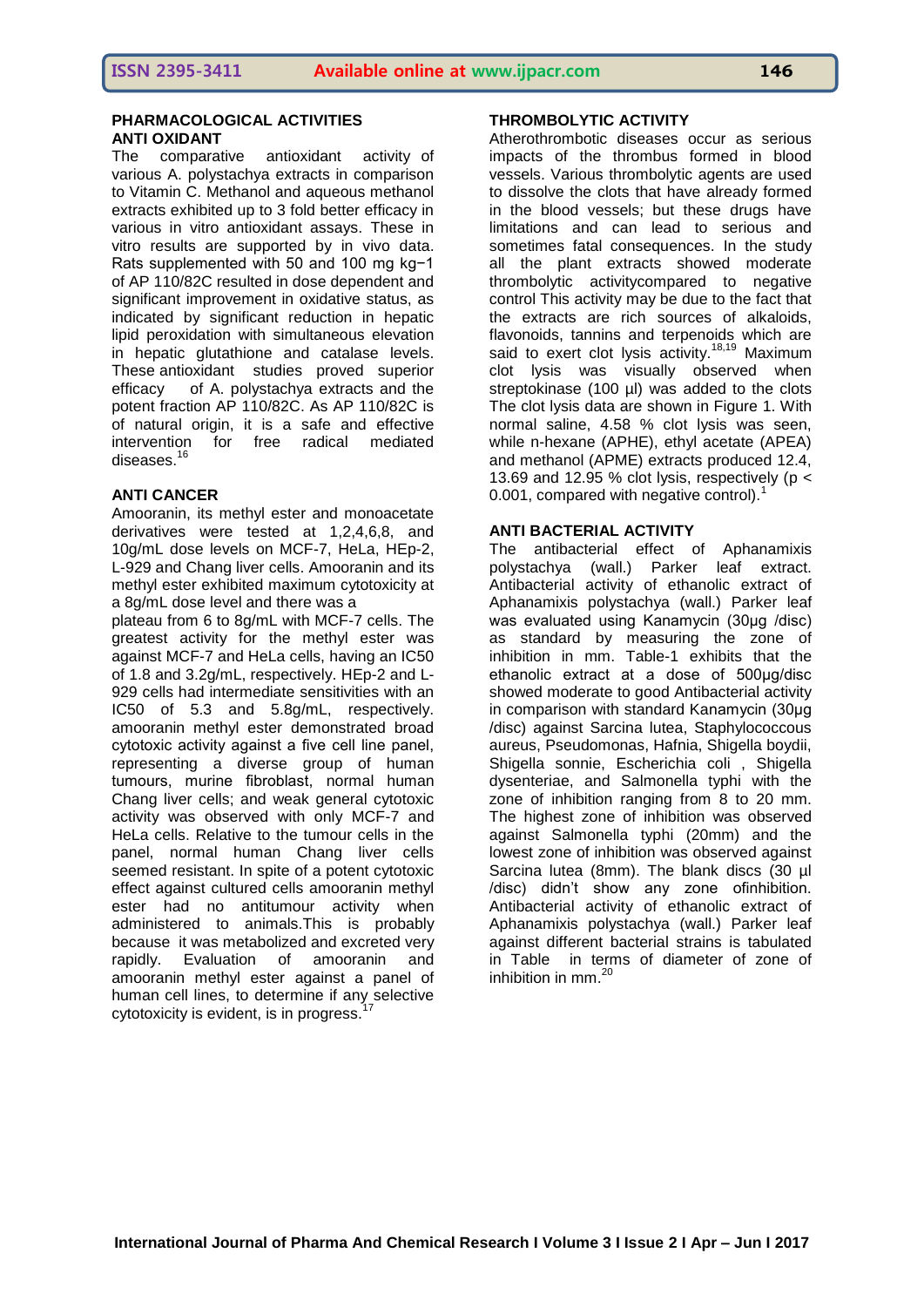## PHARMACOLOGICAL ACTIVITIES

### ANTI OXIDANT

The comparative antioxidant activity of various A. polystachya extracts in comparison to Vitamin C. Methanol and aqueous methanol extracts exhibited up to 3 fold better efficacy in various in vitro antioxidant assays. These in vitro results are supported by in vivo data. Rats supplemented with 50 and 100 mg kg−1 of AP 110/82C resulted in dose dependent and significant improvement in oxidative status, as indicated by significant reduction in hepatic lipid peroxidation with simultaneous elevation in hepatic glutathione and catalase levels. These antioxidant studies proved superior efficacy of A. polystachya extracts and the potent fraction AP 110/82C. As AP 110/82C is of natural origin, it is a safe and effective intervention for free radical mediated diseases.[16]

### ANTI CANCER

Amooranin, its methyl ester and monoacetate derivatives were tested at 1,2,4,6,8, and 10g/mL dose levels on MCF-7, HeLa, HEp-2, L-929 and Chang liver cells. Amooranin and its methyl ester exhibited maximum cytotoxicity at a 8g/mL dose level and there was a plateau from 6 to 8g/mL with MCF-7 cells. The greatest activity for the methyl ester was against MCF-7 and HeLa cells, having an IC50 of 1.8 and 3.2g/mL, respectively. HEp-2 and L-929 cells had intermediate sensitivities with an IC50 of 5.3 and 5.8g/mL, respectively. amooranin methyl ester demonstrated broad cytotoxic activity against a five cell line panel, representing a diverse group of human tumours, murine fibroblast, normal human Chang liver cells; and weak general cytotoxic activity was observed with only MCF-7 and HeLa cells. Relative to the tumour cells in the panel, normal human Chang liver cells seemed resistant. In spite of a potent cytotoxic effect against cultured cells amooranin methyl ester had no antitumour activity when administered to animals.This is probably because it was metabolized and excreted very rapidly. Evaluation of amooranin and amooranin methyl ester against a panel of human cell lines, to determine if any selective cytotoxicity is evident, is in progress.[17]

### THROMBOLYTIC ACTIVITY

Atherothrombotic diseases occur as serious impacts of the thrombus formed in blood vessels. Various thrombolytic agents are used to dissolve the clots that have already formed in the blood vessels; but these drugs have limitations and can lead to serious and sometimes fatal consequences. In the study all the plant extracts showed moderate thrombolytic activitycompared to negative control This activity may be due to the fact that the extracts are rich sources of alkaloids, flavonoids, tannins and terpenoids which are said to exert clot lysis activity.[18,19] Maximum clot lysis was visually observed when streptokinase (100 µl) was added to the clots The clot lysis data are shown in Figure 1. With normal saline, 4.58 % clot lysis was seen, while n-hexane (APHE), ethyl acetate (APEA) and methanol (APME) extracts produced 12.4, 13.69 and 12.95 % clot lysis, respectively ($p < 0.001$, compared with negative control).[1]

### ANTI BACTERIAL ACTIVITY

The antibacterial effect of Aphanamixis polystachya (wall.) Parker leaf extract. Antibacterial activity of ethanolic extract of Aphanamixis polystachya (wall.) Parker leaf was evaluated using Kanamycin (30µg /disc) as standard by measuring the zone of inhibition in mm. Table-1 exhibits that the ethanolic extract at a dose of 500µg/disc showed moderate to good Antibacterial activity in comparison with standard Kanamycin (30µg /disc) against Sarcina lutea, Staphylococcous aureus, Pseudomonas, Hafnia, Shigella boydii, Shigella sonnie, Escherichia coli , Shigella dysenteriae, and Salmonella typhi with the zone of inhibition ranging from 8 to 20 mm. The highest zone of inhibition was observed against Salmonella typhi (20mm) and the lowest zone of inhibition was observed against Sarcina lutea (8mm). The blank discs (30 µl /disc) didn't show any zone ofinhibition. Antibacterial activity of ethanolic extract of Aphanamixis polystachya (wall.) Parker leaf against different bacterial strains is tabulated in Table in terms of diameter of zone of inhibition in mm.[20]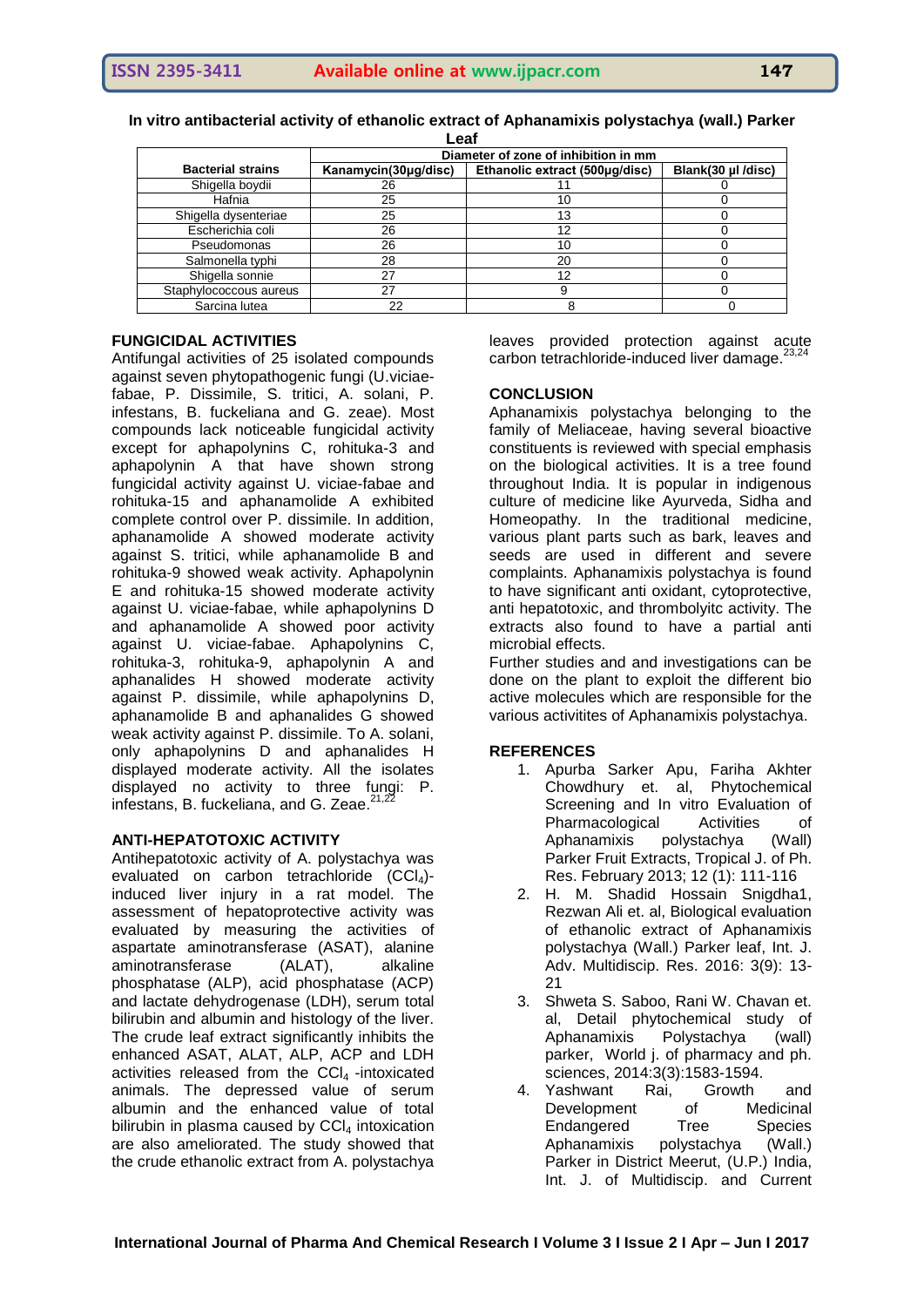**In vitro antibacterial activity of ethanolic extract of Aphanamixis polystachya (wall.) Parker Leaf**

| Bacterial strains | Diameter of zone of inhibition in mm | | |
|---|---|---|---|
| | Kanamycin(30µg/disc) | Ethanolic extract (500µg/disc) | Blank(30 µl /disc) |
| Shigella boydii | 26 | 11 | 0 |
| Hafnia | 25 | 10 | 0 |
| Shigella dysenteriae | 25 | 13 | 0 |
| Escherichia coli | 26 | 12 | 0 |
| Pseudomonas | 26 | 10 | 0 |
| Salmonella typhi | 28 | 20 | 0 |
| Shigella sonnie | 27 | 12 | 0 |
| Staphylococcous aureus | 27 | 9 | 0 |
| Sarcina lutea | 22 | 8 | 0 |

## FUNGICIDAL ACTIVITIES

Antifungal activities of 25 isolated compounds against seven phytopathogenic fungi (U.viciae-fabae, P. Dissimile, S. tritici, A. solani, P. infestans, B. fuckeliana and G. zeae). Most compounds lack noticeable fungicidal activity except for aphapolynins C, rohituka-3 and aphapolynin A that have shown strong fungicidal activity against U. viciae-fabae and rohituka-15 and aphanamolide A exhibited complete control over P. dissimile. In addition, aphanamolide A showed moderate activity against S. tritici, while aphanamolide B and rohituka-9 showed weak activity. Aphapolynin E and rohituka-15 showed moderate activity against U. viciae-fabae, while aphapolynins D and aphanamolide A showed poor activity against U. viciae-fabae. Aphapolynins C, rohituka-3, rohituka-9, aphapolynin A and aphanalides H showed moderate activity against P. dissimile, while aphapolynins D, aphanamolide B and aphanalides G showed weak activity against P. dissimile. To A. solani, only aphapolynins D and aphanalides H displayed moderate activity. All the isolates displayed no activity to three fungi: P. infestans, B. fuckeliana, and G. Zeae.[21,22]

## ANTI-HEPATOTOXIC ACTIVITY

Antihepatotoxic activity of A. polystachya was evaluated on carbon tetrachloride ($CCl_4$)-induced liver injury in a rat model. The assessment of hepatoprotective activity was evaluated by measuring the activities of aspartate aminotransferase (ASAT), alanine aminotransferase (ALAT), alkaline phosphatase (ALP), acid phosphatase (ACP) and lactate dehydrogenase (LDH), serum total bilirubin and albumin and histology of the liver. The crude leaf extract significantly inhibits the enhanced ASAT, ALAT, ALP, ACP and LDH activities released from the $CCl_4$ -intoxicated animals. The depressed value of serum albumin and the enhanced value of total bilirubin in plasma caused by $CCl_4$ intoxication are also ameliorated. The study showed that the crude ethanolic extract from A. polystachya leaves provided protection against acute carbon tetrachloride-induced liver damage.[23,24]

## CONCLUSION

Aphanamixis polystachya belonging to the family of Meliaceae, having several bioactive constituents is reviewed with special emphasis on the biological activities. It is a tree found throughout India. It is popular in indigenous culture of medicine like Ayurveda, Sidha and Homeopathy. In the traditional medicine, various plant parts such as bark, leaves and seeds are used in different and severe complaints. Aphanamixis polystachya is found to have significant anti oxidant, cytoprotective, anti hepatotoxic, and thrombolyitc activity. The extracts also found to have a partial anti microbial effects.

Further studies and and investigations can be done on the plant to exploit the different bio active molecules which are responsible for the various activitites of Aphanamixis polystachya.

## REFERENCES

1. Apurba Sarker Apu, Fariha Akhter Chowdhury et. al, Phytochemical Screening and In vitro Evaluation of Pharmacological Activities of Aphanamixis polystachya (Wall) Parker Fruit Extracts, Tropical J. of Ph. Res. February 2013; 12 (1): 111-116
2. H. M. Shadid Hossain Snigdha1, Rezwan Ali et. al, Biological evaluation of ethanolic extract of Aphanamixis polystachya (Wall.) Parker leaf, Int. J. Adv. Multidiscip. Res. 2016: 3(9): 13-21
3. Shweta S. Saboo, Rani W. Chavan et. al, Detail phytochemical study of Aphanamixis Polystachya (wall) parker, World j. of pharmacy and ph. sciences, 2014:3(3):1583-1594.
4. Yashwant Rai, Growth and Development of Medicinal Endangered Tree Species Aphanamixis polystachya (Wall.) Parker in District Meerut, (U.P.) India, Int. J. of Multidiscip. and Current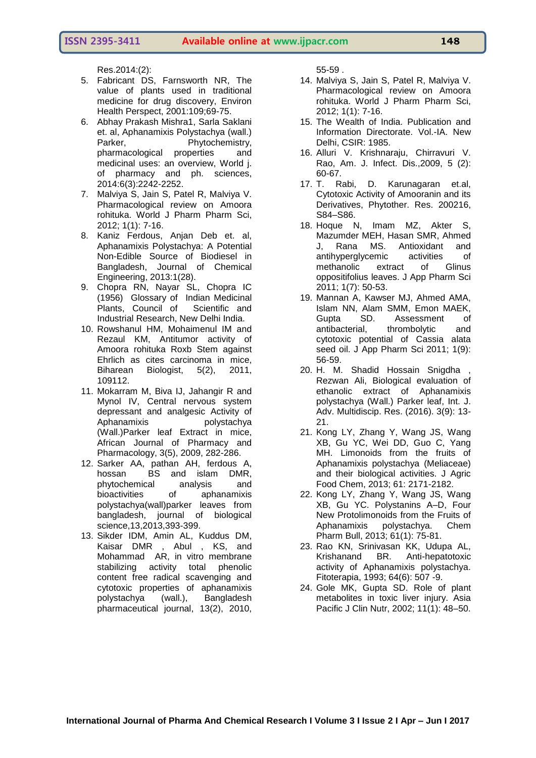Res.2014:(2):

5. Fabricant DS, Farnsworth NR, The value of plants used in traditional medicine for drug discovery, Environ Health Perspect, 2001:109;69-75.
6. Abhay Prakash Mishra1, Sarla Saklani et. al, Aphanamixis Polystachya (wall.) Parker, Phytochemistry, pharmacological properties and medicinal uses: an overview, World j. of pharmacy and ph. sciences, 2014:6(3):2242-2252.
7. Malviya S, Jain S, Patel R, Malviya V. Pharmacological review on Amoora rohituka. World J Pharm Pharm Sci, 2012; 1(1): 7-16.
8. Kaniz Ferdous, Anjan Deb et. al, Aphanamixis Polystachya: A Potential Non-Edible Source of Biodiesel in Bangladesh, Journal of Chemical Engineering, 2013:1(28).
9. Chopra RN, Nayar SL, Chopra IC (1956) Glossary of Indian Medicinal Plants, Council of Scientific and Industrial Research, New Delhi India.
10. Rowshanul HM, Mohaimenul IM and Rezaul KM, Antitumor activity of Amoora rohituka Roxb Stem against Ehrlich as cites carcinoma in mice, Biharean Biologist, 5(2), 2011, 109112.
11. Mokarram M, Biva IJ, Jahangir R and Mynol IV, Central nervous system depressant and analgesic Activity of Aphanamixis polystachya (Wall.)Parker leaf Extract in mice, African Journal of Pharmacy and Pharmacology, 3(5), 2009, 282-286.
12. Sarker AA, pathan AH, ferdous A, hossan BS and islam DMR, phytochemical analysis and bioactivities of aphanamixis polystachya(wall)parker leaves from bangladesh, journal of biological science,13,2013,393-399.
13. Sikder IDM, Amin AL, Kuddus DM, Kaisar DMR , Abul , KS, and Mohammad AR, in vitro membrane stabilizing activity total phenolic content free radical scavenging and cytotoxic properties of aphanamixis polystachya (wall.), Bangladesh pharmaceutical journal, 13(2), 2010, 55-59 .
14. Malviya S, Jain S, Patel R, Malviya V. Pharmacological review on Amoora rohituka. World J Pharm Pharm Sci, 2012; 1(1): 7-16.
15. The Wealth of India. Publication and Information Directorate. Vol.-IA. New Delhi, CSIR: 1985.
16. Alluri V. Krishnaraju, Chirravuri V. Rao, Am. J. Infect. Dis.,2009, 5 (2): 60-67.
17. T. Rabi, D. Karunagaran et.al, Cytotoxic Activity of Amooranin and its Derivatives, Phytother. Res. 200216, S84–S86.
18. Hoque N, Imam MZ, Akter S, Mazumder MEH, Hasan SMR, Ahmed J, Rana MS. Antioxidant and antihyperglycemic activities of methanolic extract of Glinus oppositifolius leaves. J App Pharm Sci 2011; 1(7): 50-53.
19. Mannan A, Kawser MJ, Ahmed AMA, Islam NN, Alam SMM, Emon MAEK, Gupta SD. Assessment of antibacterial, thrombolytic and cytotoxic potential of Cassia alata seed oil. J App Pharm Sci 2011; 1(9): 56-59.
20. H. M. Shadid Hossain Snigdha , Rezwan Ali, Biological evaluation of ethanolic extract of Aphanamixis polystachya (Wall.) Parker leaf, Int. J. Adv. Multidiscip. Res. (2016). 3(9): 13-21.
21. Kong LY, Zhang Y, Wang JS, Wang XB, Gu YC, Wei DD, Guo C, Yang MH. Limonoids from the fruits of Aphanamixis polystachya (Meliaceae) and their biological activities. J Agric Food Chem, 2013; 61: 2171-2182.
22. Kong LY, Zhang Y, Wang JS, Wang XB, Gu YC. Polystanins A–D, Four New Protolimonoids from the Fruits of Aphanamixis polystachya. Chem Pharm Bull, 2013; 61(1): 75-81.
23. Rao KN, Srinivasan KK, Udupa AL, Krishanand BR. Anti-hepatotoxic activity of Aphanamixis polystachya. Fitoterapia, 1993; 64(6): 507 -9.
24. Gole MK, Gupta SD. Role of plant metabolites in toxic liver injury. Asia Pacific J Clin Nutr, 2002; 11(1): 48–50.